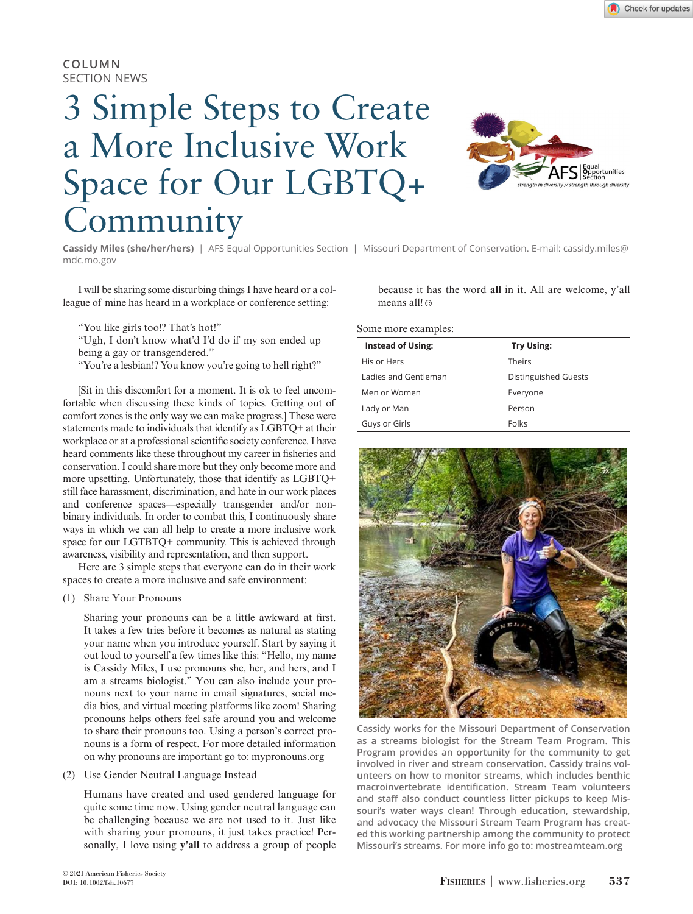COLUMN
SECTION NEWS

# 3 Simple Steps to Create a More Inclusive Work Space for Our LGBTQ+ Community

**Cassidy Miles (she/her/hers)** | AFS Equal Opportunities Section | Missouri Department of Conservation. E-mail: cassidy.miles@mdc.mo.gov

I will be sharing some disturbing things I have heard or a colleague of mine has heard in a workplace or conference setting:

> "You like girls too!? That's hot!"
> "Ugh, I don't know what'd I'd do if my son ended up being a gay or transgendered."
> "You're a lesbian!? You know you're going to hell right?"

[Sit in this discomfort for a moment. It is ok to feel uncomfortable when discussing these kinds of topics. Getting out of comfort zones is the only way we can make progress.] These were statements made to individuals that identify as LGBTQ+ at their workplace or at a professional scientific society conference. I have heard comments like these throughout my career in fisheries and conservation. I could share more but they only become more and more upsetting. Unfortunately, those that identify as LGBTQ+ still face harassment, discrimination, and hate in our work places and conference spaces—especially transgender and/or non-binary individuals. In order to combat this, I continuously share ways in which we can all help to create a more inclusive work space for our LGTBTQ+ community. This is achieved through awareness, visibility and representation, and then support.

Here are 3 simple steps that everyone can do in their work spaces to create a more inclusive and safe environment:

(1) Share Your Pronouns

Sharing your pronouns can be a little awkward at first. It takes a few tries before it becomes as natural as stating your name when you introduce yourself. Start by saying it out loud to yourself a few times like this: "Hello, my name is Cassidy Miles, I use pronouns she, her, and hers, and I am a streams biologist." You can also include your pronouns next to your name in email signatures, social media bios, and virtual meeting platforms like zoom! Sharing pronouns helps others feel safe around you and welcome to share their pronouns too. Using a person's correct pronouns is a form of respect. For more detailed information on why pronouns are important go to: mypronouns.org

(2) Use Gender Neutral Language Instead

Humans have created and used gendered language for quite some time now. Using gender neutral language can be challenging because we are not used to it. Just like with sharing your pronouns, it just takes practice! Personally, I love using **y'all** to address a group of people because it has the word **all** in it. All are welcome, y'all means all! ☺

Some more examples:

| Instead of Using: | Try Using: |
|---|---|
| His or Hers | Theirs |
| Ladies and Gentleman | Distinguished Guests |
| Men or Women | Everyone |
| Lady or Man | Person |
| Guys or Girls | Folks |

Cassidy works for the Missouri Department of Conservation as a streams biologist for the Stream Team Program. This Program provides an opportunity for the community to get involved in river and stream conservation. Cassidy trains volunteers on how to monitor streams, which includes benthic macroinvertebrate identification. Stream Team volunteers and staff also conduct countless litter pickups to keep Missouri's water ways clean! Through education, stewardship, and advocacy the Missouri Stream Team Program has created this working partnership among the community to protect Missouri's streams. For more info go to: mostreamteam.org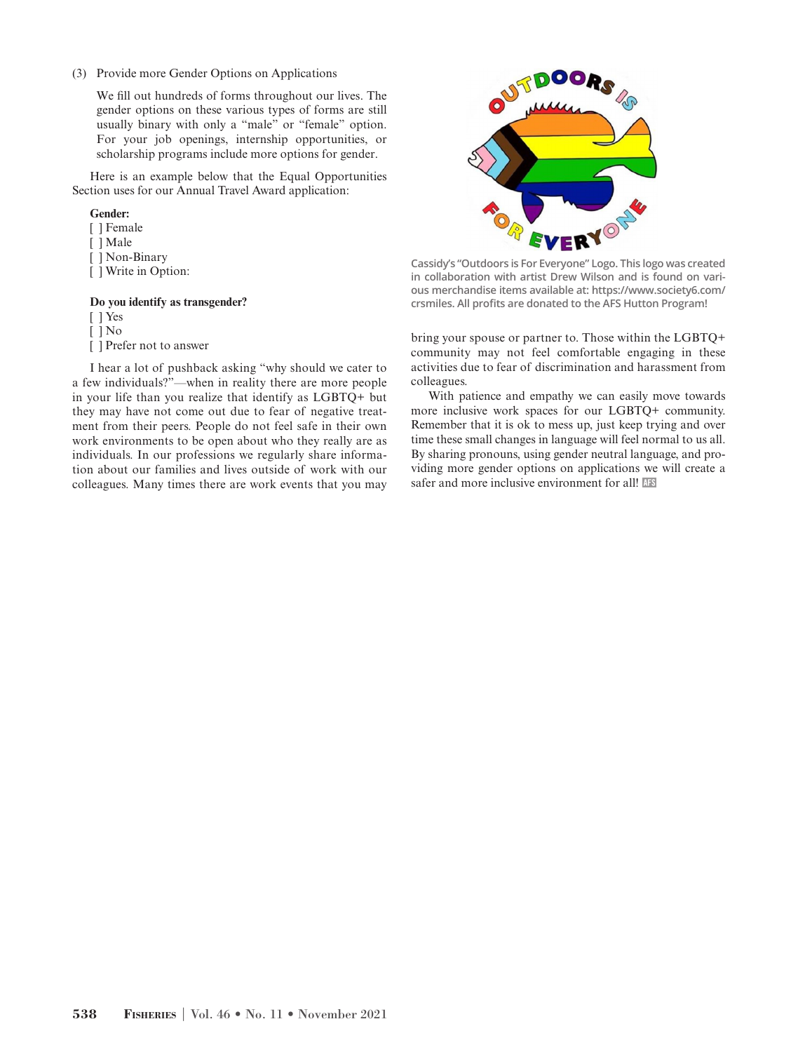(3) Provide more Gender Options on Applications

We fill out hundreds of forms throughout our lives. The gender options on these various types of forms are still usually binary with only a "male" or "female" option. For your job openings, internship opportunities, or scholarship programs include more options for gender.

Here is an example below that the Equal Opportunities Section uses for our Annual Travel Award application:

**Gender:**
[ ] Female
[ ] Male
[ ] Non-Binary
[ ] Write in Option:

**Do you identify as transgender?**
[ ] Yes
[ ] No
[ ] Prefer not to answer

I hear a lot of pushback asking "why should we cater to a few individuals?"—when in reality there are more people in your life than you realize that identify as LGBTQ+ but they may have not come out due to fear of negative treatment from their peers. People do not feel safe in their own work environments to be open about who they really are as individuals. In our professions we regularly share information about our families and lives outside of work with our colleagues. Many times there are work events that you may bring your spouse or partner to. Those within the LGBTQ+ community may not feel comfortable engaging in these activities due to fear of discrimination and harassment from colleagues.

With patience and empathy we can easily move towards more inclusive work spaces for our LGBTQ+ community. Remember that it is ok to mess up, just keep trying and over time these small changes in language will feel normal to us all. By sharing pronouns, using gender neutral language, and providing more gender options on applications we will create a safer and more inclusive environment for all!

Cassidy's "Outdoors is For Everyone" Logo. This logo was created in collaboration with artist Drew Wilson and is found on various merchandise items available at: https://www.society6.com/crsmiles. All profits are donated to the AFS Hutton Program!